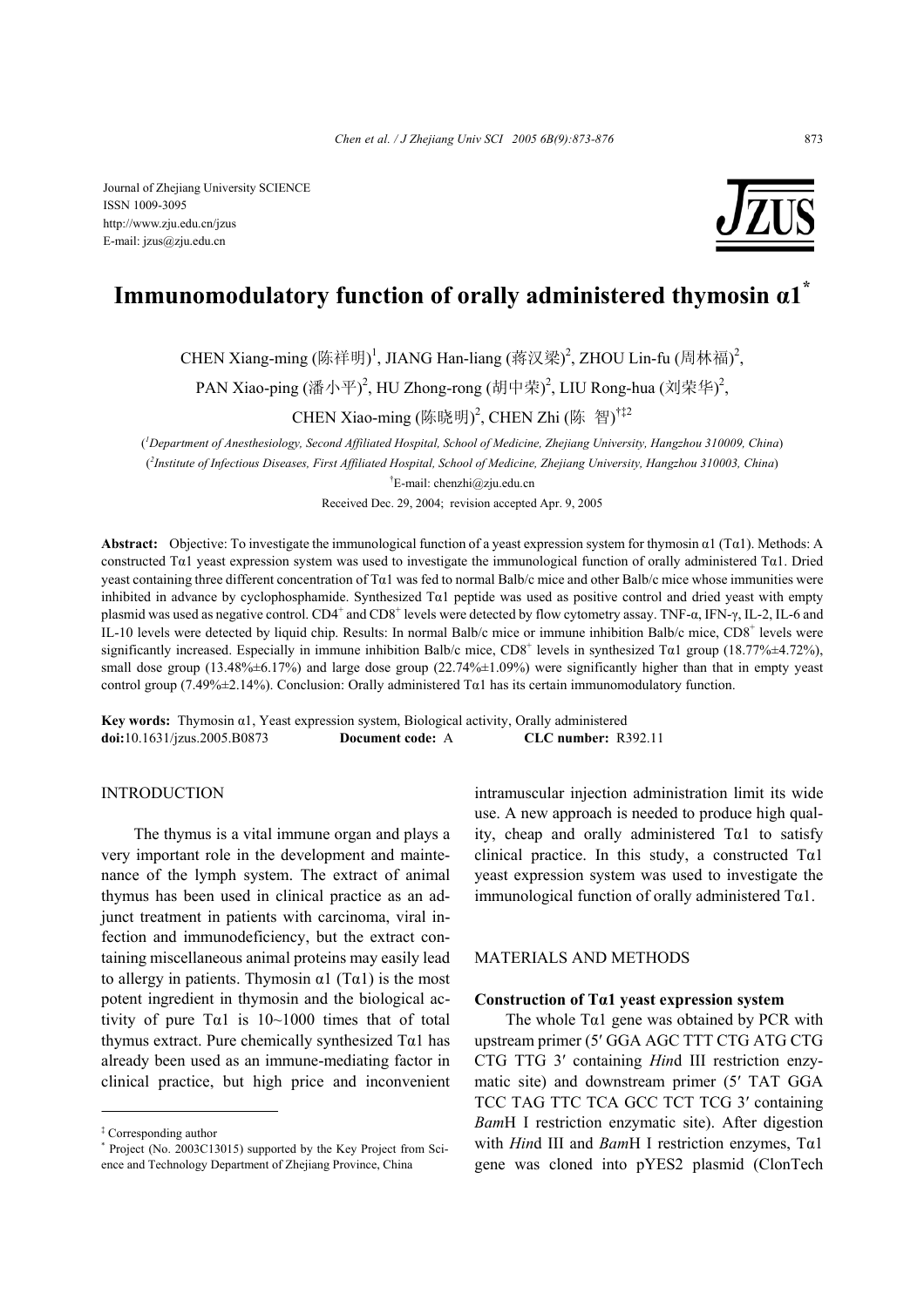Journal of Zhejiang University SCIENCE
ISSN 1009-3095
http://www.zju.edu.cn/jzus
E-mail: jzus@zju.edu.cn

# Immunomodulatory function of orally administered thymosin α1*

CHEN Xiang-ming (陈祥明)[1], JIANG Han-liang (蒋汉梁)[2], ZHOU Lin-fu (周林福)[2], PAN Xiao-ping (潘小平)[2], HU Zhong-rong (胡中荣)[2], LIU Rong-hua (刘荣华)[2], CHEN Xiao-ming (陈晓明)[2], CHEN Zhi (陈 智)[†‡2]

([1]*Department of Anesthesiology, Second Affiliated Hospital, School of Medicine, Zhejiang University, Hangzhou 310009, China*)

([2]*Institute of Infectious Diseases, First Affiliated Hospital, School of Medicine, Zhejiang University, Hangzhou 310003, China*)

[†]E-mail: chenzhi@zju.edu.cn

Received Dec. 29, 2004; revision accepted Apr. 9, 2005

**Abstract:** Objective: To investigate the immunological function of a yeast expression system for thymosin α1 (Tα1). Methods: A constructed Tα1 yeast expression system was used to investigate the immunological function of orally administered Tα1. Dried yeast containing three different concentration of Tα1 was fed to normal Balb/c mice and other Balb/c mice whose immunities were inhibited in advance by cyclophosphamide. Synthesized Tα1 peptide was used as positive control and dried yeast with empty plasmid was used as negative control. $CD4^+$ and $CD8^+$ levels were detected by flow cytometry assay. TNF-α, IFN-γ, IL-2, IL-6 and IL-10 levels were detected by liquid chip. Results: In normal Balb/c mice or immune inhibition Balb/c mice, $CD8^+$ levels were significantly increased. Especially in immune inhibition Balb/c mice, $CD8^+$ levels in synthesized Tα1 group (18.77%±4.72%), small dose group (13.48%±6.17%) and large dose group (22.74%±1.09%) were significantly higher than that in empty yeast control group (7.49%±2.14%). Conclusion: Orally administered Tα1 has its certain immunomodulatory function.

**Key words:** Thymosin α1, Yeast expression system, Biological activity, Orally administered
**doi:**10.1631/jzus.2005.B0873 **Document code:** A **CLC number:** R392.11

## INTRODUCTION

The thymus is a vital immune organ and plays a very important role in the development and maintenance of the lymph system. The extract of animal thymus has been used in clinical practice as an adjunct treatment in patients with carcinoma, viral infection and immunodeficiency, but the extract containing miscellaneous animal proteins may easily lead to allergy in patients. Thymosin α1 (Tα1) is the most potent ingredient in thymosin and the biological activity of pure Tα1 is 10~1000 times that of total thymus extract. Pure chemically synthesized Tα1 has already been used as an immune-mediating factor in clinical practice, but high price and inconvenient intramuscular injection administration limit its wide use. A new approach is needed to produce high quality, cheap and orally administered Tα1 to satisfy clinical practice. In this study, a constructed Tα1 yeast expression system was used to investigate the immunological function of orally administered Tα1.

## MATERIALS AND METHODS

### Construction of Tα1 yeast expression system

The whole Tα1 gene was obtained by PCR with upstream primer (5′ GGA AGC TTT CTG ATG CTG CTG TTG 3′ containing *Hin*d III restriction enzymatic site) and downstream primer (5′ TAT GGA TCC TAG TTC TCA GCC TCT TCG 3′ containing *Bam*H I restriction enzymatic site). After digestion with *Hin*d III and *Bam*H I restriction enzymes, Tα1 gene was cloned into pYES2 plasmid (ClonTech

---

‡ Corresponding author
\* Project (No. 2003C13015) supported by the Key Project from Science and Technology Department of Zhejiang Province, China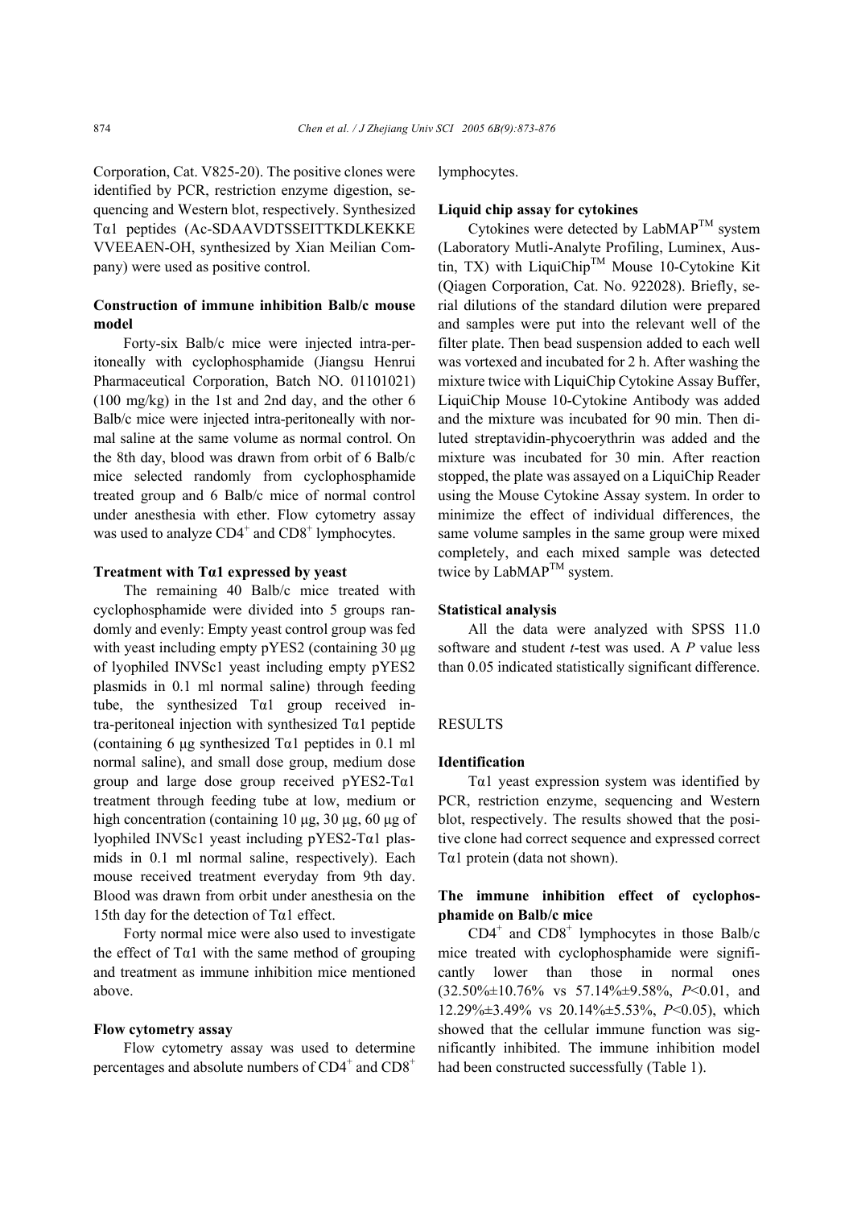Corporation, Cat. V825-20). The positive clones were identified by PCR, restriction enzyme digestion, sequencing and Western blot, respectively. Synthesized Tα1 peptides (Ac-SDAAVDTSSEITTKDLKEKKE VVEEAEN-OH, synthesized by Xian Meilian Company) were used as positive control.

### Construction of immune inhibition Balb/c mouse model

Forty-six Balb/c mice were injected intra-peritoneally with cyclophosphamide (Jiangsu Henrui Pharmaceutical Corporation, Batch NO. 01101021) (100 mg/kg) in the 1st and 2nd day, and the other 6 Balb/c mice were injected intra-peritoneally with normal saline at the same volume as normal control. On the 8th day, blood was drawn from orbit of 6 Balb/c mice selected randomly from cyclophosphamide treated group and 6 Balb/c mice of normal control under anesthesia with ether. Flow cytometry assay was used to analyze $CD4^+$ and $CD8^+$ lymphocytes.

### Treatment with Tα1 expressed by yeast

The remaining 40 Balb/c mice treated with cyclophosphamide were divided into 5 groups randomly and evenly: Empty yeast control group was fed with yeast including empty pYES2 (containing 30 μg of lyophiled INVSc1 yeast including empty pYES2 plasmids in 0.1 ml normal saline) through feeding tube, the synthesized Tα1 group received intra-peritoneal injection with synthesized Tα1 peptide (containing 6 μg synthesized Tα1 peptides in 0.1 ml normal saline), and small dose group, medium dose group and large dose group received pYES2-Tα1 treatment through feeding tube at low, medium or high concentration (containing 10 μg, 30 μg, 60 μg of lyophiled INVSc1 yeast including pYES2-Tα1 plasmids in 0.1 ml normal saline, respectively). Each mouse received treatment everyday from 9th day. Blood was drawn from orbit under anesthesia on the 15th day for the detection of Tα1 effect.

Forty normal mice were also used to investigate the effect of Tα1 with the same method of grouping and treatment as immune inhibition mice mentioned above.

### Flow cytometry assay

Flow cytometry assay was used to determine percentages and absolute numbers of $CD4^+$ and $CD8^+$ lymphocytes.

### Liquid chip assay for cytokines

Cytokines were detected by LabMAP™ system (Laboratory Mutli-Analyte Profiling, Luminex, Austin, TX) with LiquiChip™ Mouse 10-Cytokine Kit (Qiagen Corporation, Cat. No. 922028). Briefly, serial dilutions of the standard dilution were prepared and samples were put into the relevant well of the filter plate. Then bead suspension added to each well was vortexed and incubated for 2 h. After washing the mixture twice with LiquiChip Cytokine Assay Buffer, LiquiChip Mouse 10-Cytokine Antibody was added and the mixture was incubated for 90 min. Then diluted streptavidin-phycoerythrin was added and the mixture was incubated for 30 min. After reaction stopped, the plate was assayed on a LiquiChip Reader using the Mouse Cytokine Assay system. In order to minimize the effect of individual differences, the same volume samples in the same group were mixed completely, and each mixed sample was detected twice by LabMAP™ system.

### Statistical analysis

All the data were analyzed with SPSS 11.0 software and student *t*-test was used. A *P* value less than 0.05 indicated statistically significant difference.

## RESULTS

### Identification

Tα1 yeast expression system was identified by PCR, restriction enzyme, sequencing and Western blot, respectively. The results showed that the positive clone had correct sequence and expressed correct Tα1 protein (data not shown).

### The immune inhibition effect of cyclophosphamide on Balb/c mice

$CD4^+$ and $CD8^+$ lymphocytes in those Balb/c mice treated with cyclophosphamide were significantly lower than those in normal ones (32.50%±10.76% vs 57.14%±9.58%, $P<0.01$, and 12.29%±3.49% vs 20.14%±5.53%, $P<0.05$), which showed that the cellular immune function was significantly inhibited. The immune inhibition model had been constructed successfully (Table 1).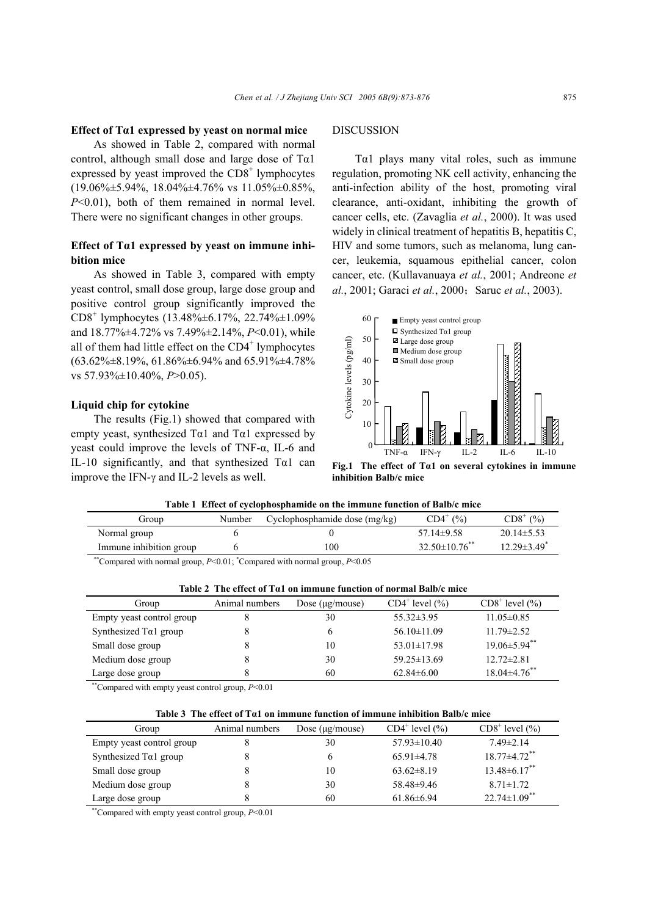**Effect of Tα1 expressed by yeast on normal mice**

As showed in Table 2, compared with normal control, although small dose and large dose of Tα1 expressed by yeast improved the $CD8^+$ lymphocytes (19.06%±5.94%, 18.04%±4.76% vs 11.05%±0.85%, $P<0.01$), both of them remained in normal level. There were no significant changes in other groups.

**Effect of Tα1 expressed by yeast on immune inhibition mice**

As showed in Table 3, compared with empty yeast control, small dose group, large dose group and positive control group significantly improved the $CD8^+$ lymphocytes (13.48%±6.17%, 22.74%±1.09% and 18.77%±4.72% vs 7.49%±2.14%, $P<0.01$), while all of them had little effect on the $CD4^+$ lymphocytes (63.62%±8.19%, 61.86%±6.94% and 65.91%±4.78% vs 57.93%±10.40%, $P>0.05$).

**Liquid chip for cytokine**

The results (Fig.1) showed that compared with empty yeast, synthesized Tα1 and Tα1 expressed by yeast could improve the levels of TNF-α, IL-6 and IL-10 significantly, and that synthesized Tα1 can improve the IFN-γ and IL-2 levels as well.

## DISCUSSION

Tα1 plays many vital roles, such as immune regulation, promoting NK cell activity, enhancing the anti-infection ability of the host, promoting viral clearance, anti-oxidant, inhibiting the growth of cancer cells, etc. (Zavaglia *et al.*, 2000). It was used widely in clinical treatment of hepatitis B, hepatitis C, HIV and some tumors, such as melanoma, lung cancer, leukemia, squamous epithelial cancer, colon cancer, etc. (Kullavanuaya *et al.*, 2001; Andreone *et al.*, 2001; Garaci *et al.*, 2000；Saruc *et al.*, 2003).

**Fig.1 The effect of Tα1 on several cytokines in immune inhibition Balb/c mice**

**Table 1 Effect of cyclophosphamide on the immune function of Balb/c mice**

| Group | Number | Cyclophosphamide dose (mg/kg) | $CD4^+$ (%) | $CD8^+$ (%) |
|---|---|---|---|---|
| Normal group | 6 | 0 | 57.14±9.58 | 20.14±5.53 |
| Immune inhibition group | 6 | 100 | 32.50±10.76** | 12.29±3.49* |

**Compared with normal group, $P<0.01$; *Compared with normal group, $P<0.05$

**Table 2 The effect of Tα1 on immune function of normal Balb/c mice**

| Group | Animal numbers | Dose (μg/mouse) | $CD4^+$ level (%) | $CD8^+$ level (%) |
|---|---|---|---|---|
| Empty yeast control group | 8 | 30 | 55.32±3.95 | 11.05±0.85 |
| Synthesized Tα1 group | 8 | 6 | 56.10±11.09 | 11.79±2.52 |
| Small dose group | 8 | 10 | 53.01±17.98 | 19.06±5.94** |
| Medium dose group | 8 | 30 | 59.25±13.69 | 12.72±2.81 |
| Large dose group | 8 | 60 | 62.84±6.00 | 18.04±4.76** |

**Compared with empty yeast control group, $P<0.01$

**Table 3 The effect of Tα1 on immune function of immune inhibition Balb/c mice**

| Group | Animal numbers | Dose (μg/mouse) | $CD4^+$ level (%) | $CD8^+$ level (%) |
|---|---|---|---|---|
| Empty yeast control group | 8 | 30 | 57.93±10.40 | 7.49±2.14 |
| Synthesized Tα1 group | 8 | 6 | 65.91±4.78 | 18.77±4.72** |
| Small dose group | 8 | 10 | 63.62±8.19 | 13.48±6.17** |
| Medium dose group | 8 | 30 | 58.48±9.46 | 8.71±1.72 |
| Large dose group | 8 | 60 | 61.86±6.94 | 22.74±1.09** |

**Compared with empty yeast control group, $P<0.01$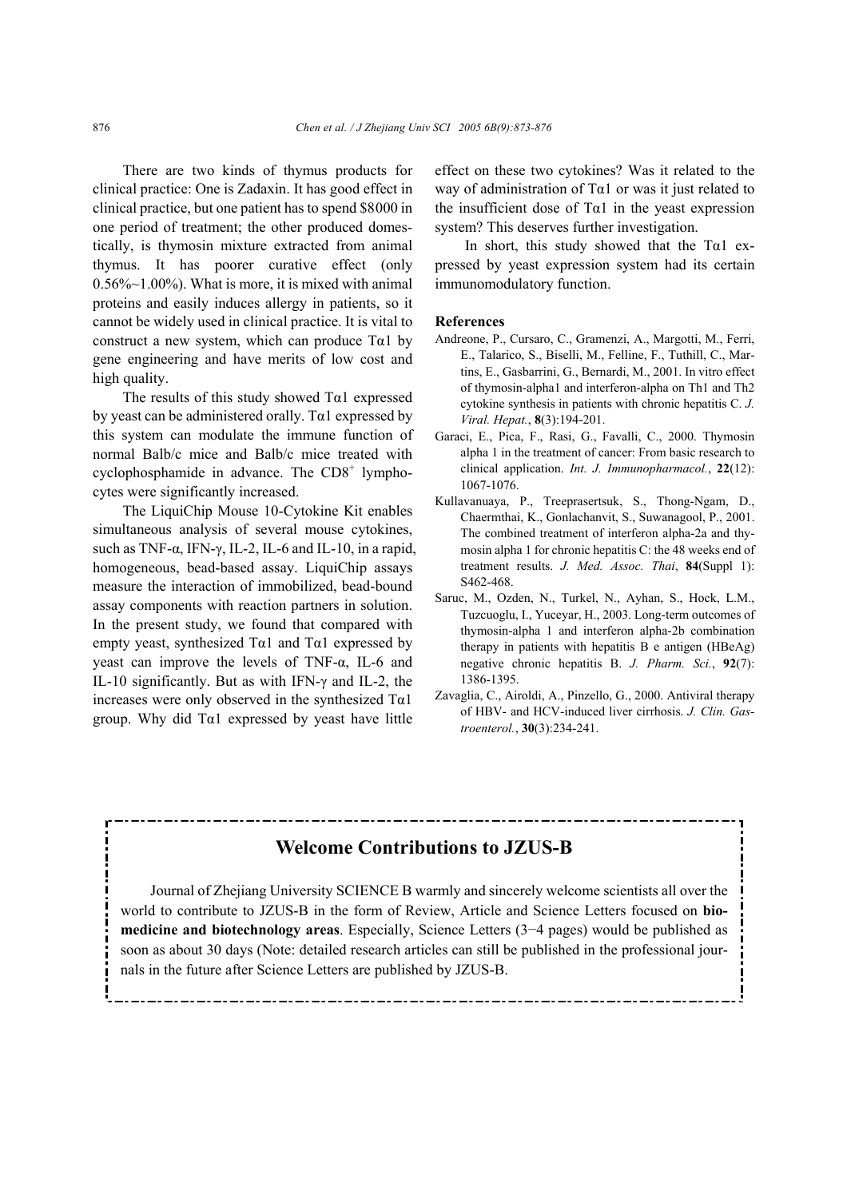There are two kinds of thymus products for clinical practice: One is Zadaxin. It has good effect in clinical practice, but one patient has to spend $8000 in one period of treatment; the other produced domestically, is thymosin mixture extracted from animal thymus. It has poorer curative effect (only 0.56%~1.00%). What is more, it is mixed with animal proteins and easily induces allergy in patients, so it cannot be widely used in clinical practice. It is vital to construct a new system, which can produce Tα1 by gene engineering and have merits of low cost and high quality.

The results of this study showed Tα1 expressed by yeast can be administered orally. Tα1 expressed by this system can modulate the immune function of normal Balb/c mice and Balb/c mice treated with cyclophosphamide in advance. The $CD8^+$ lymphocytes were significantly increased.

The LiquiChip Mouse 10-Cytokine Kit enables simultaneous analysis of several mouse cytokines, such as TNF-α, IFN-γ, IL-2, IL-6 and IL-10, in a rapid, homogeneous, bead-based assay. LiquiChip assays measure the interaction of immobilized, bead-bound assay components with reaction partners in solution. In the present study, we found that compared with empty yeast, synthesized Tα1 and Tα1 expressed by yeast can improve the levels of TNF-α, IL-6 and IL-10 significantly. But as with IFN-γ and IL-2, the increases were only observed in the synthesized Tα1 group. Why did Tα1 expressed by yeast have little effect on these two cytokines? Was it related to the way of administration of Tα1 or was it just related to the insufficient dose of Tα1 in the yeast expression system? This deserves further investigation.

In short, this study showed that the Tα1 expressed by yeast expression system had its certain immunomodulatory function.

**References**

Andreone, P., Cursaro, C., Gramenzi, A., Margotti, M., Ferri, E., Talarico, S., Biselli, M., Felline, F., Tuthill, C., Martins, E., Gasbarrini, G., Bernardi, M., 2001. In vitro effect of thymosin-alpha1 and interferon-alpha on Th1 and Th2 cytokine synthesis in patients with chronic hepatitis C. *J. Viral. Hepat.*, **8**(3):194-201.

Garaci, E., Pica, F., Rasi, G., Favalli, C., 2000. Thymosin alpha 1 in the treatment of cancer: From basic research to clinical application. *Int. J. Immunopharmacol.*, **22**(12): 1067-1076.

Kullavanuaya, P., Treeprasertsuk, S., Thong-Ngam, D., Chaermthai, K., Gonlachanvit, S., Suwanagool, P., 2001. The combined treatment of interferon alpha-2a and thymosin alpha 1 for chronic hepatitis C: the 48 weeks end of treatment results. *J. Med. Assoc. Thai*, **84**(Suppl 1): S462-468.

Saruc, M., Ozden, N., Turkel, N., Ayhan, S., Hock, L.M., Tuzcuoglu, I., Yuceyar, H., 2003. Long-term outcomes of thymosin-alpha 1 and interferon alpha-2b combination therapy in patients with hepatitis B e antigen (HBeAg) negative chronic hepatitis B. *J. Pharm. Sci.*, **92**(7): 1386-1395.

Zavaglia, C., Airoldi, A., Pinzello, G., 2000. Antiviral therapy of HBV- and HCV-induced liver cirrhosis. *J. Clin. Gastroenterol.*, **30**(3):234-241.

## Welcome Contributions to JZUS-B

Journal of Zhejiang University SCIENCE B warmly and sincerely welcome scientists all over the world to contribute to JZUS-B in the form of Review, Article and Science Letters focused on **biomedicine and biotechnology areas**. Especially, Science Letters (3−4 pages) would be published as soon as about 30 days (Note: detailed research articles can still be published in the professional journals in the future after Science Letters are published by JZUS-B.